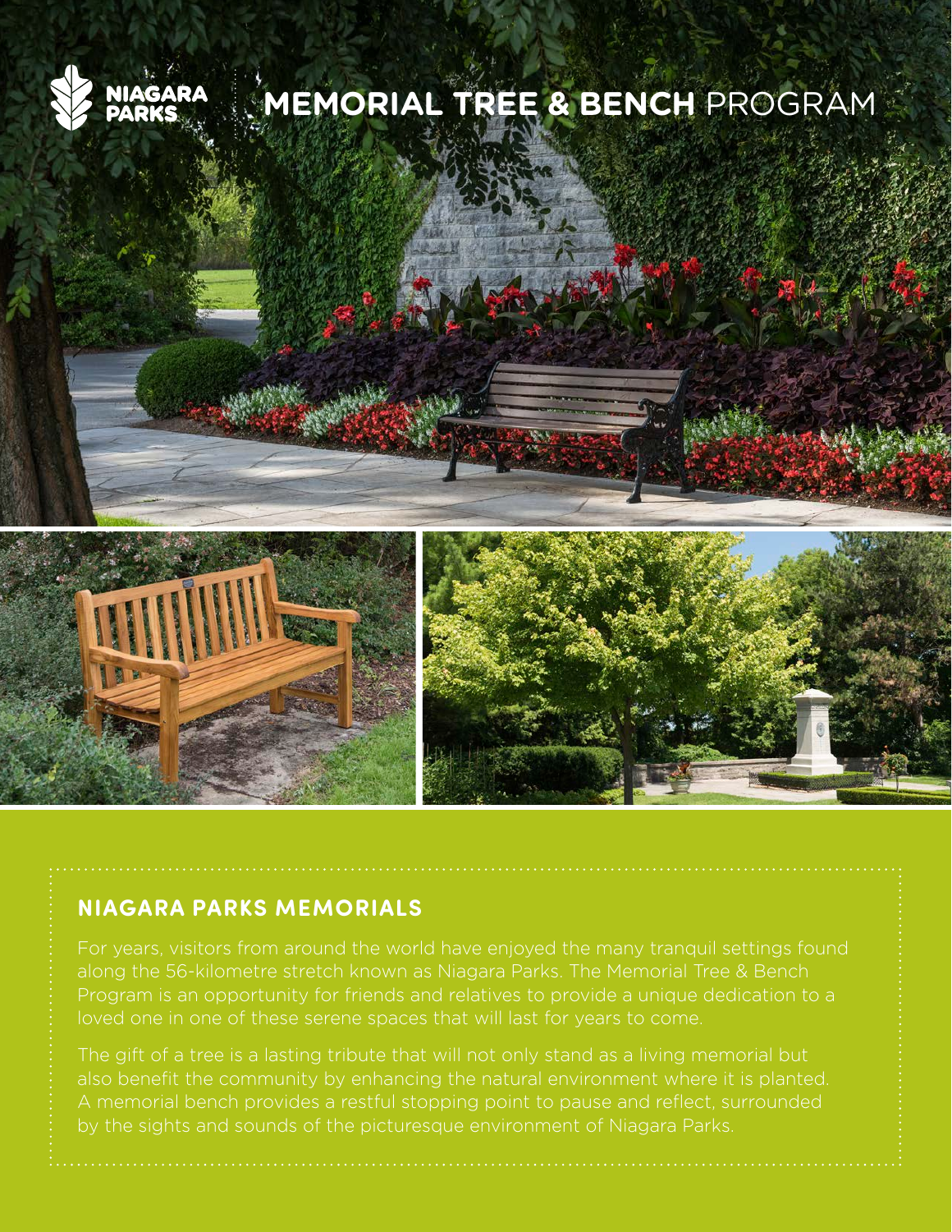NIAGARA PARKS

# MEMORIAL TREE & BENCH PROGRAM

## NIAGARA PARKS MEMORIALS

For years, visitors from around the world have enjoyed the many tranquil settings found along the 56-kilometre stretch known as Niagara Parks. The Memorial Tree & Bench Program is an opportunity for friends and relatives to provide a unique dedication to a loved one in one of these serene spaces that will last for years to come.

The gift of a tree is a lasting tribute that will not only stand as a living memorial but also benefit the community by enhancing the natural environment where it is planted. A memorial bench provides a restful stopping point to pause and reflect, surrounded by the sights and sounds of the picturesque environment of Niagara Parks.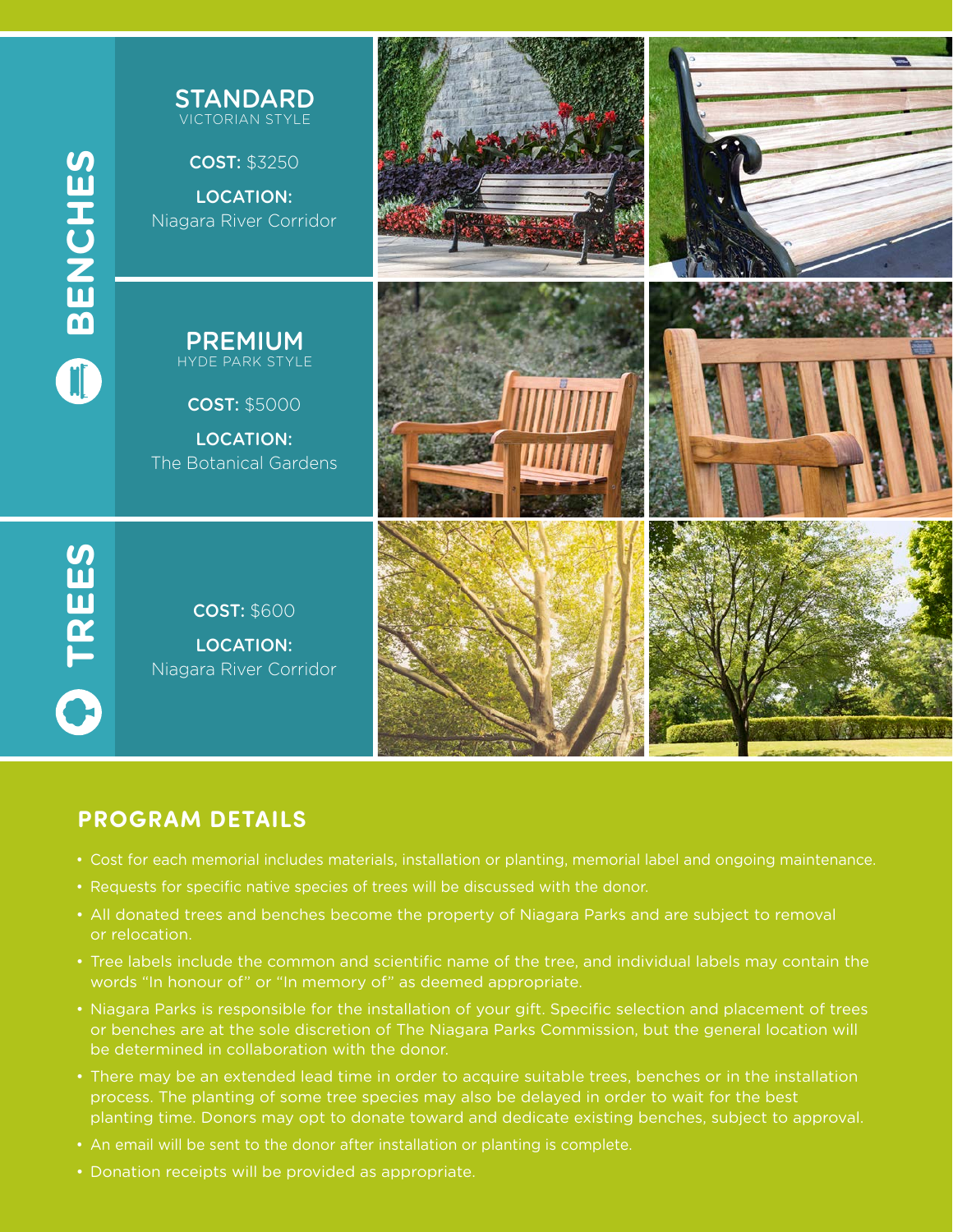## BENCHES

### STANDARD
VICTORIAN STYLE

**COST:** $3250

**LOCATION:**
Niagara River Corridor

### PREMIUM
HYDE PARK STYLE

**COST:** $5000

**LOCATION:**
The Botanical Gardens

## TREES

**COST:** $600

**LOCATION:**
Niagara River Corridor

## PROGRAM DETAILS

- Cost for each memorial includes materials, installation or planting, memorial label and ongoing maintenance.
- Requests for specific native species of trees will be discussed with the donor.
- All donated trees and benches become the property of Niagara Parks and are subject to removal or relocation.
- Tree labels include the common and scientific name of the tree, and individual labels may contain the words "In honour of" or "In memory of" as deemed appropriate.
- Niagara Parks is responsible for the installation of your gift. Specific selection and placement of trees or benches are at the sole discretion of The Niagara Parks Commission, but the general location will be determined in collaboration with the donor.
- There may be an extended lead time in order to acquire suitable trees, benches or in the installation process. The planting of some tree species may also be delayed in order to wait for the best planting time. Donors may opt to donate toward and dedicate existing benches, subject to approval.
- An email will be sent to the donor after installation or planting is complete.
- Donation receipts will be provided as appropriate.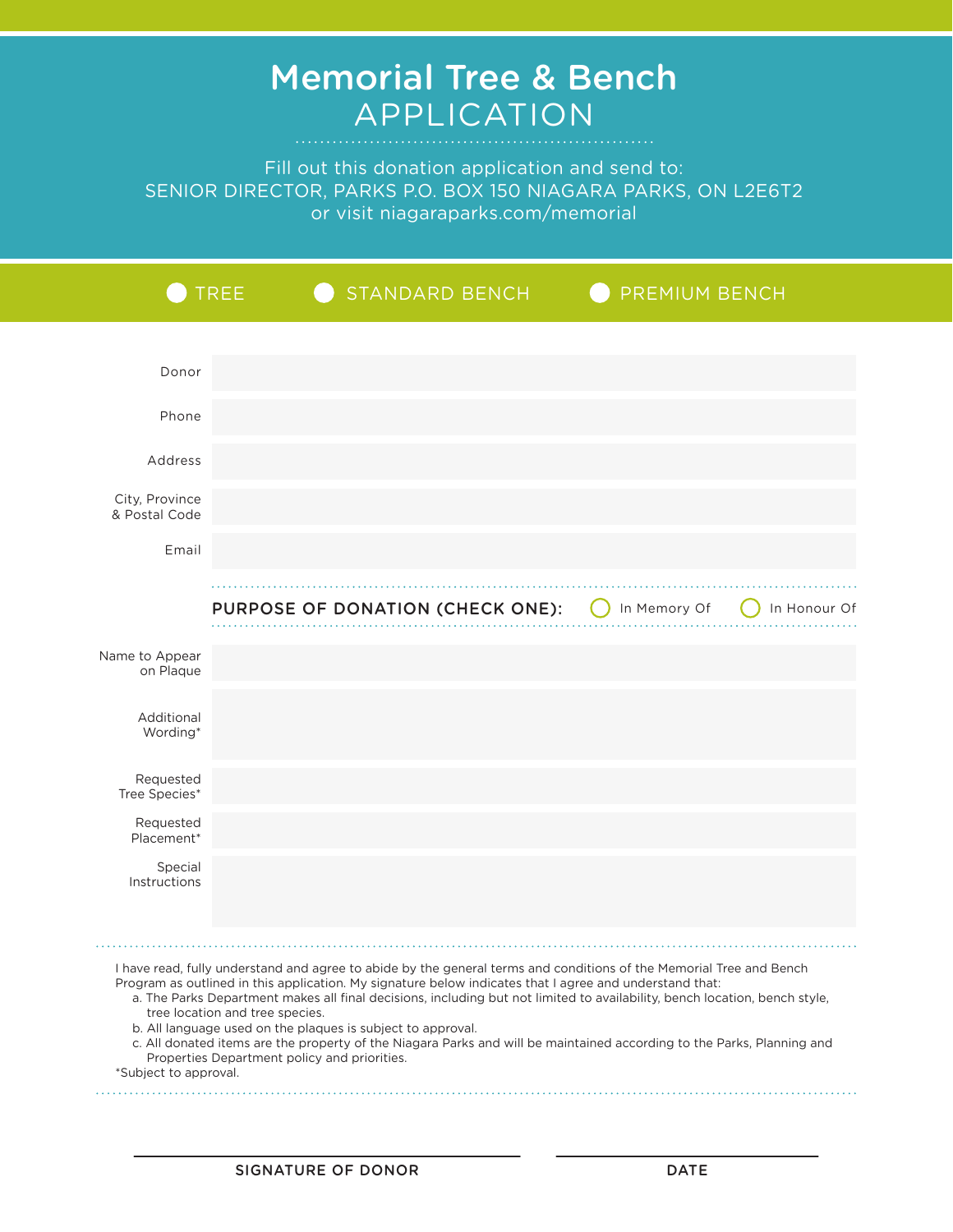# Memorial Tree & Bench APPLICATION

Fill out this donation application and send to:
SENIOR DIRECTOR, PARKS P.O. BOX 150 NIAGARA PARKS, ON L2E6T2
or visit niagaraparks.com/memorial

- TREE
- STANDARD BENCH
- PREMIUM BENCH

Donor

Phone

Address

City, Province & Postal Code

Email

**PURPOSE OF DONATION (CHECK ONE):** In Memory Of / In Honour Of

Name to Appear on Plaque

Additional Wording*

Requested Tree Species*

Requested Placement*

Special Instructions

I have read, fully understand and agree to abide by the general terms and conditions of the Memorial Tree and Bench Program as outlined in this application. My signature below indicates that I agree and understand that:

a. The Parks Department makes all final decisions, including but not limited to availability, bench location, bench style, tree location and tree species.
b. All language used on the plaques is subject to approval.
c. All donated items are the property of the Niagara Parks and will be maintained according to the Parks, Planning and Properties Department policy and priorities.

*Subject to approval.

SIGNATURE OF DONOR

DATE